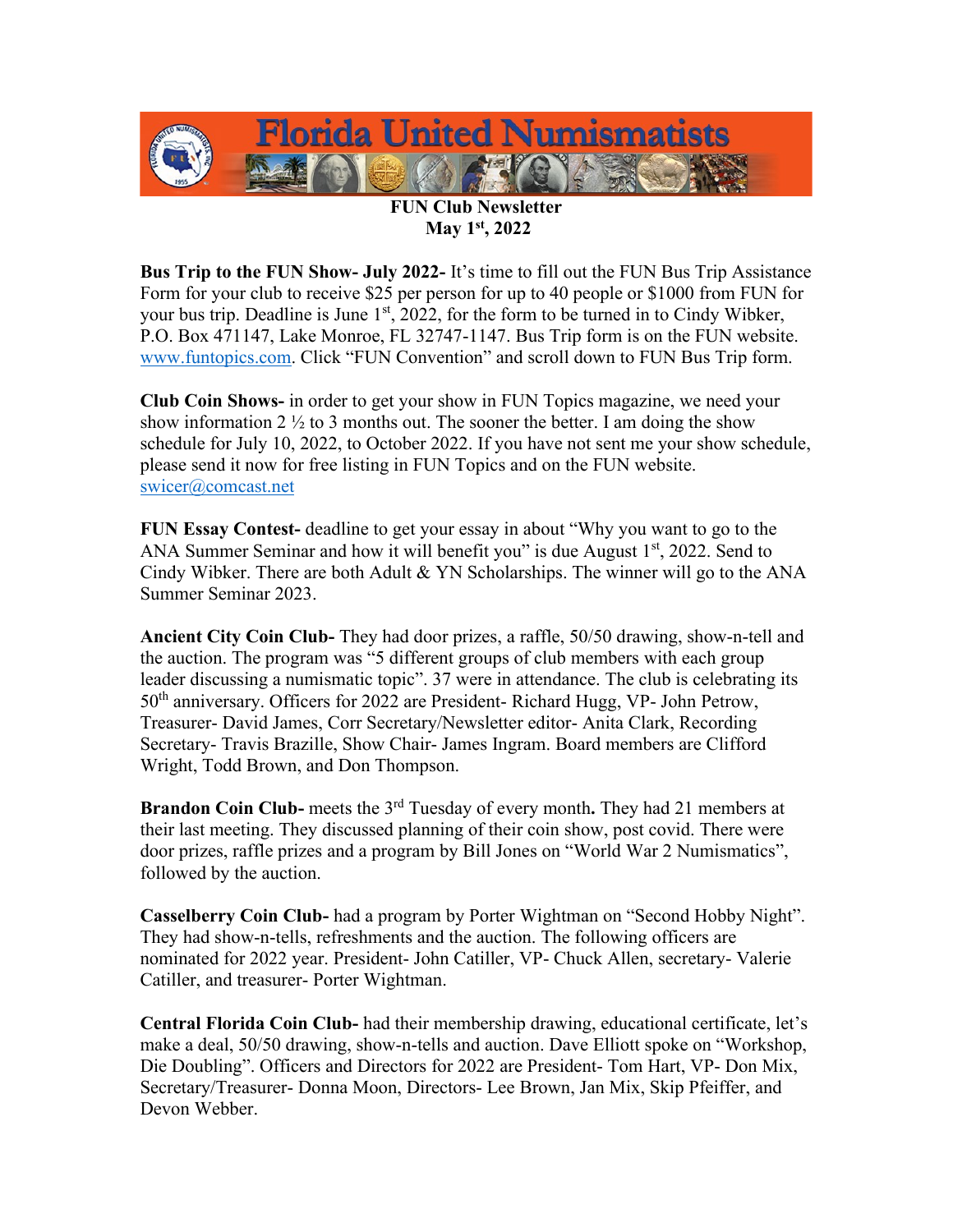# Florida United Numismatists

**FUN Club Newsletter**
**May 1st, 2022**

**Bus Trip to the FUN Show- July 2022-** It's time to fill out the FUN Bus Trip Assistance Form for your club to receive $25 per person for up to 40 people or $1000 from FUN for your bus trip. Deadline is June 1st, 2022, for the form to be turned in to Cindy Wibker, P.O. Box 471147, Lake Monroe, FL 32747-1147. Bus Trip form is on the FUN website. www.funtopics.com. Click "FUN Convention" and scroll down to FUN Bus Trip form.

**Club Coin Shows-** in order to get your show in FUN Topics magazine, we need your show information 2 ½ to 3 months out. The sooner the better. I am doing the show schedule for July 10, 2022, to October 2022. If you have not sent me your show schedule, please send it now for free listing in FUN Topics and on the FUN website. swicer@comcast.net

**FUN Essay Contest-** deadline to get your essay in about "Why you want to go to the ANA Summer Seminar and how it will benefit you" is due August 1st, 2022. Send to Cindy Wibker. There are both Adult & YN Scholarships. The winner will go to the ANA Summer Seminar 2023.

**Ancient City Coin Club-** They had door prizes, a raffle, 50/50 drawing, show-n-tell and the auction. The program was "5 different groups of club members with each group leader discussing a numismatic topic". 37 were in attendance. The club is celebrating its 50th anniversary. Officers for 2022 are President- Richard Hugg, VP- John Petrow, Treasurer- David James, Corr Secretary/Newsletter editor- Anita Clark, Recording Secretary- Travis Brazille, Show Chair- James Ingram. Board members are Clifford Wright, Todd Brown, and Don Thompson.

**Brandon Coin Club-** meets the 3rd Tuesday of every month**.** They had 21 members at their last meeting. They discussed planning of their coin show, post covid. There were door prizes, raffle prizes and a program by Bill Jones on "World War 2 Numismatics", followed by the auction.

**Casselberry Coin Club-** had a program by Porter Wightman on "Second Hobby Night". They had show-n-tells, refreshments and the auction. The following officers are nominated for 2022 year. President- John Catiller, VP- Chuck Allen, secretary- Valerie Catiller, and treasurer- Porter Wightman.

**Central Florida Coin Club-** had their membership drawing, educational certificate, let's make a deal, 50/50 drawing, show-n-tells and auction. Dave Elliott spoke on "Workshop, Die Doubling". Officers and Directors for 2022 are President- Tom Hart, VP- Don Mix, Secretary/Treasurer- Donna Moon, Directors- Lee Brown, Jan Mix, Skip Pfeiffer, and Devon Webber.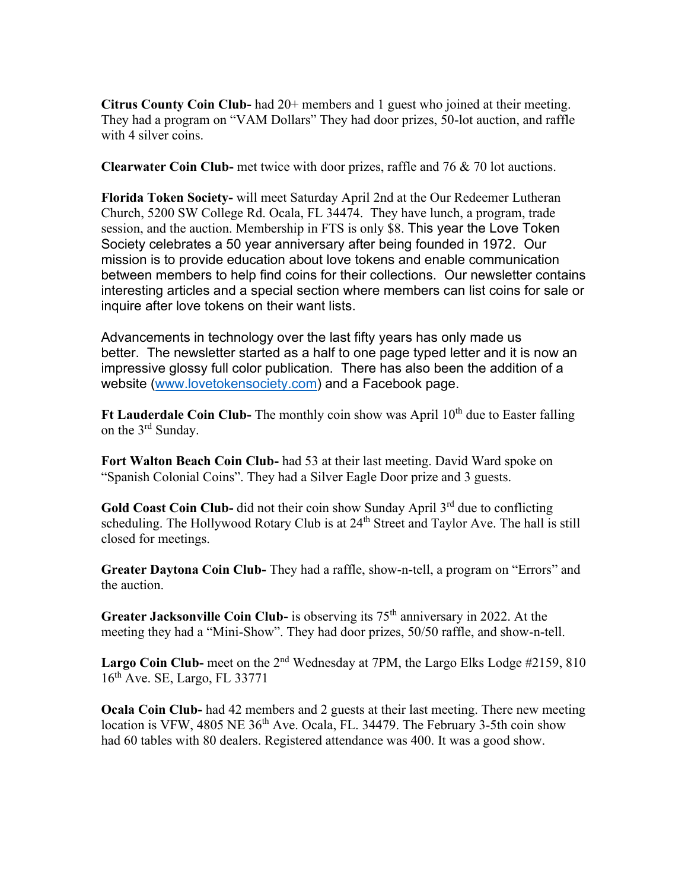**Citrus County Coin Club-** had 20+ members and 1 guest who joined at their meeting. They had a program on "VAM Dollars" They had door prizes, 50-lot auction, and raffle with 4 silver coins.

**Clearwater Coin Club-** met twice with door prizes, raffle and 76 & 70 lot auctions.

**Florida Token Society-** will meet Saturday April 2nd at the Our Redeemer Lutheran Church, 5200 SW College Rd. Ocala, FL 34474. They have lunch, a program, trade session, and the auction. Membership in FTS is only $8. This year the Love Token Society celebrates a 50 year anniversary after being founded in 1972. Our mission is to provide education about love tokens and enable communication between members to help find coins for their collections. Our newsletter contains interesting articles and a special section where members can list coins for sale or inquire after love tokens on their want lists.

Advancements in technology over the last fifty years has only made us better. The newsletter started as a half to one page typed letter and it is now an impressive glossy full color publication. There has also been the addition of a website (www.lovetokensociety.com) and a Facebook page.

**Ft Lauderdale Coin Club-** The monthly coin show was April 10th due to Easter falling on the 3rd Sunday.

**Fort Walton Beach Coin Club-** had 53 at their last meeting. David Ward spoke on "Spanish Colonial Coins". They had a Silver Eagle Door prize and 3 guests.

**Gold Coast Coin Club-** did not their coin show Sunday April 3rd due to conflicting scheduling. The Hollywood Rotary Club is at 24th Street and Taylor Ave. The hall is still closed for meetings.

**Greater Daytona Coin Club-** They had a raffle, show-n-tell, a program on "Errors" and the auction.

**Greater Jacksonville Coin Club-** is observing its 75th anniversary in 2022. At the meeting they had a "Mini-Show". They had door prizes, 50/50 raffle, and show-n-tell.

**Largo Coin Club-** meet on the 2nd Wednesday at 7PM, the Largo Elks Lodge #2159, 810 16th Ave. SE, Largo, FL 33771

**Ocala Coin Club-** had 42 members and 2 guests at their last meeting. There new meeting location is VFW, 4805 NE 36th Ave. Ocala, FL. 34479. The February 3-5th coin show had 60 tables with 80 dealers. Registered attendance was 400. It was a good show.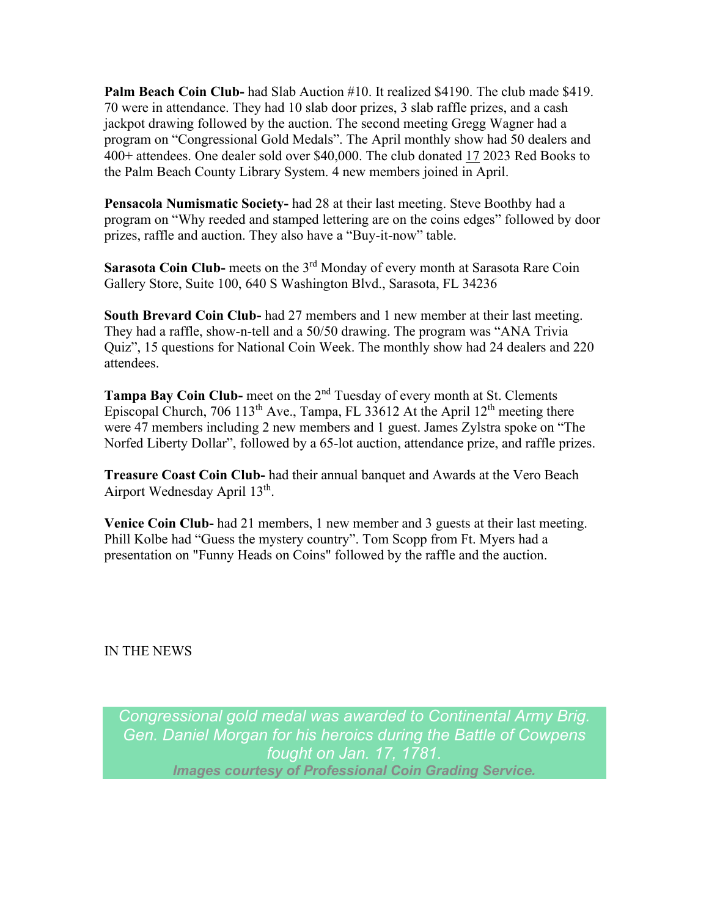**Palm Beach Coin Club-** had Slab Auction #10. It realized $4190. The club made $419. 70 were in attendance. They had 10 slab door prizes, 3 slab raffle prizes, and a cash jackpot drawing followed by the auction. The second meeting Gregg Wagner had a program on "Congressional Gold Medals". The April monthly show had 50 dealers and 400+ attendees. One dealer sold over $40,000. The club donated 17 2023 Red Books to the Palm Beach County Library System. 4 new members joined in April.

**Pensacola Numismatic Society-** had 28 at their last meeting. Steve Boothby had a program on "Why reeded and stamped lettering are on the coins edges" followed by door prizes, raffle and auction. They also have a "Buy-it-now" table.

**Sarasota Coin Club-** meets on the 3rd Monday of every month at Sarasota Rare Coin Gallery Store, Suite 100, 640 S Washington Blvd., Sarasota, FL 34236

**South Brevard Coin Club-** had 27 members and 1 new member at their last meeting. They had a raffle, show-n-tell and a 50/50 drawing. The program was "ANA Trivia Quiz", 15 questions for National Coin Week. The monthly show had 24 dealers and 220 attendees.

**Tampa Bay Coin Club-** meet on the 2nd Tuesday of every month at St. Clements Episcopal Church, 706 113th Ave., Tampa, FL 33612 At the April 12th meeting there were 47 members including 2 new members and 1 guest. James Zylstra spoke on "The Norfed Liberty Dollar", followed by a 65-lot auction, attendance prize, and raffle prizes.

**Treasure Coast Coin Club-** had their annual banquet and Awards at the Vero Beach Airport Wednesday April 13th.

**Venice Coin Club-** had 21 members, 1 new member and 3 guests at their last meeting. Phill Kolbe had "Guess the mystery country". Tom Scopp from Ft. Myers had a presentation on "Funny Heads on Coins" followed by the raffle and the auction.

IN THE NEWS

*Congressional gold medal was awarded to Continental Army Brig. Gen. Daniel Morgan for his heroics during the Battle of Cowpens fought on Jan. 17, 1781.*

***Images courtesy of Professional Coin Grading Service.***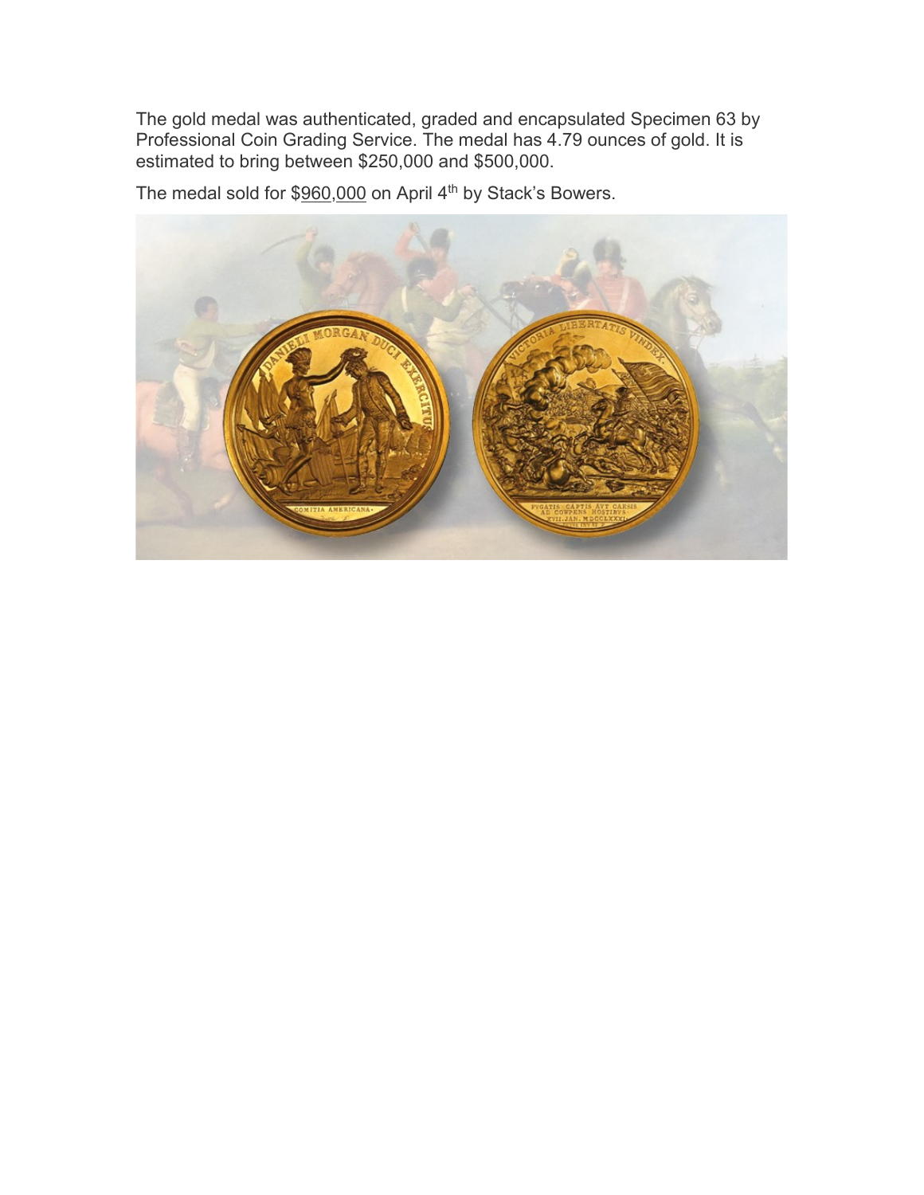The gold medal was authenticated, graded and encapsulated Specimen 63 by Professional Coin Grading Service. The medal has 4.79 ounces of gold. It is estimated to bring between $250,000 and $500,000.

The medal sold for $960,000 on April 4th by Stack's Bowers.